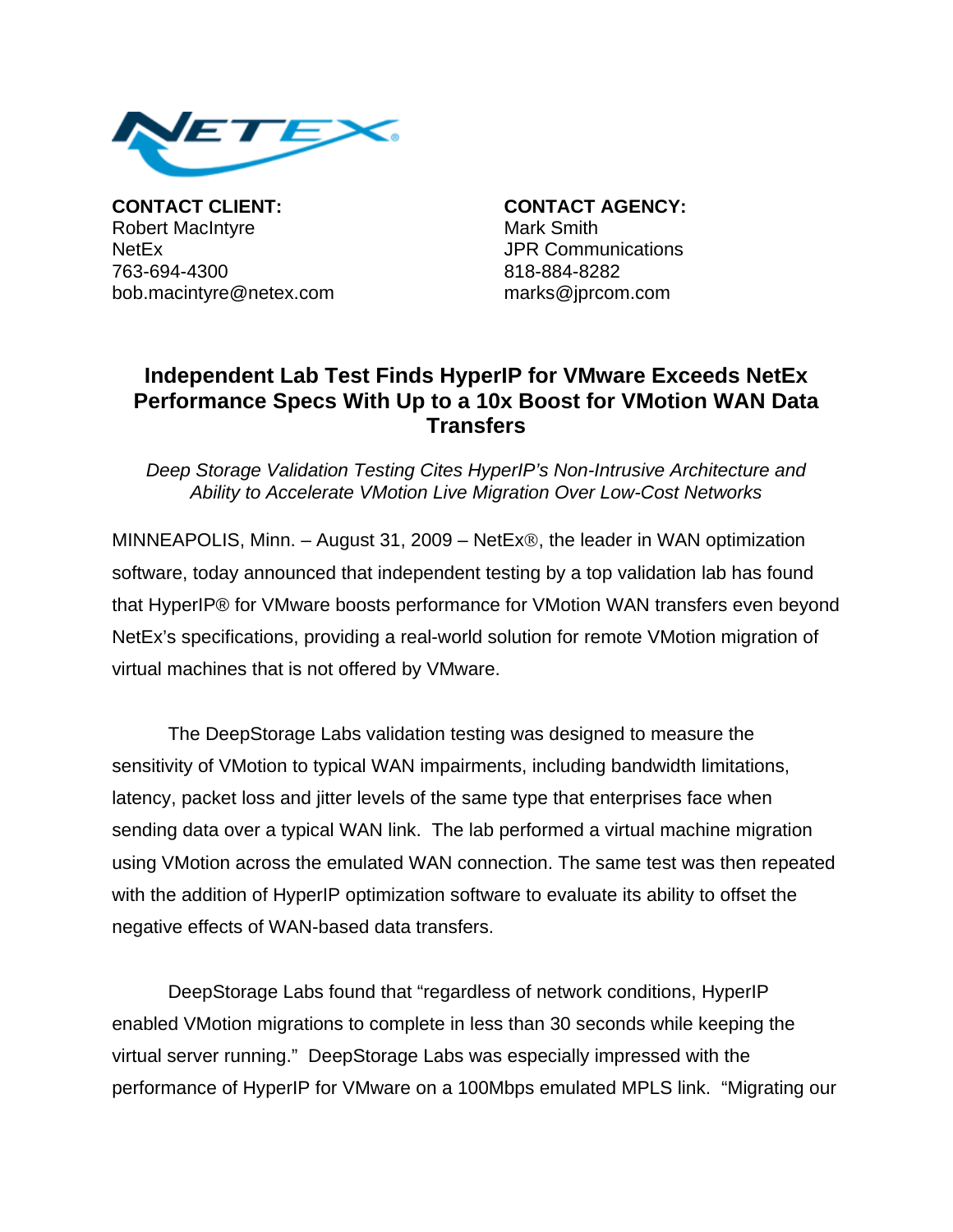**CONTACT CLIENT:**
Robert MacIntyre
NetEx
763-694-4300
bob.macintyre@netex.com

**CONTACT AGENCY:**
Mark Smith
JPR Communications
818-884-8282
marks@jprcom.com

# Independent Lab Test Finds HyperIP for VMware Exceeds NetEx Performance Specs With Up to a 10x Boost for VMotion WAN Data Transfers

*Deep Storage Validation Testing Cites HyperIP's Non-Intrusive Architecture and Ability to Accelerate VMotion Live Migration Over Low-Cost Networks*

MINNEAPOLIS, Minn. – August 31, 2009 – NetEx®, the leader in WAN optimization software, today announced that independent testing by a top validation lab has found that HyperIP® for VMware boosts performance for VMotion WAN transfers even beyond NetEx's specifications, providing a real-world solution for remote VMotion migration of virtual machines that is not offered by VMware.

The DeepStorage Labs validation testing was designed to measure the sensitivity of VMotion to typical WAN impairments, including bandwidth limitations, latency, packet loss and jitter levels of the same type that enterprises face when sending data over a typical WAN link. The lab performed a virtual machine migration using VMotion across the emulated WAN connection. The same test was then repeated with the addition of HyperIP optimization software to evaluate its ability to offset the negative effects of WAN-based data transfers.

DeepStorage Labs found that "regardless of network conditions, HyperIP enabled VMotion migrations to complete in less than 30 seconds while keeping the virtual server running." DeepStorage Labs was especially impressed with the performance of HyperIP for VMware on a 100Mbps emulated MPLS link. "Migrating our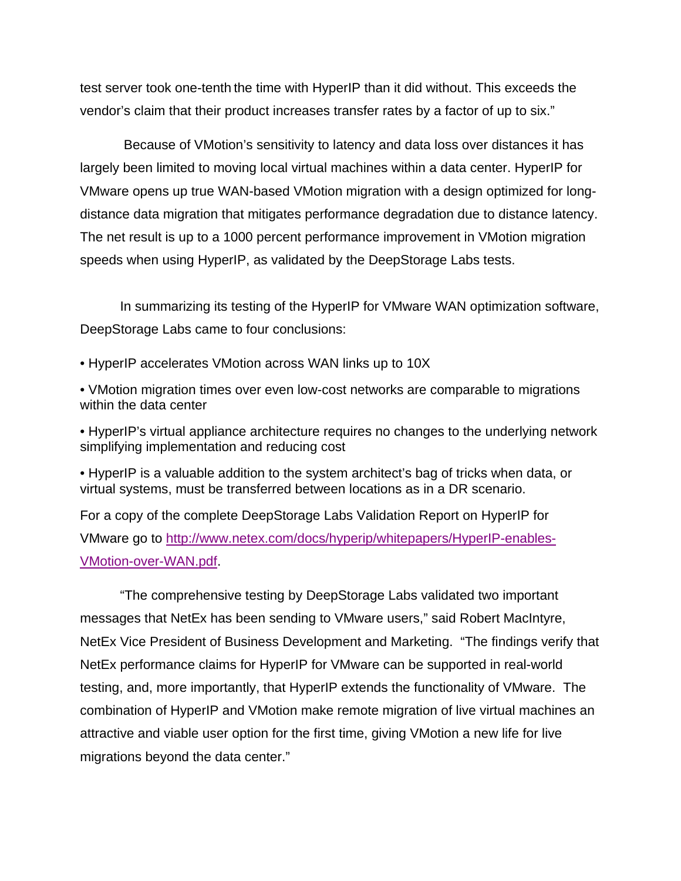test server took one-tenth the time with HyperIP than it did without. This exceeds the vendor's claim that their product increases transfer rates by a factor of up to six."

Because of VMotion's sensitivity to latency and data loss over distances it has largely been limited to moving local virtual machines within a data center. HyperIP for VMware opens up true WAN-based VMotion migration with a design optimized for long-distance data migration that mitigates performance degradation due to distance latency. The net result is up to a 1000 percent performance improvement in VMotion migration speeds when using HyperIP, as validated by the DeepStorage Labs tests.

In summarizing its testing of the HyperIP for VMware WAN optimization software, DeepStorage Labs came to four conclusions:

- HyperIP accelerates VMotion across WAN links up to 10X
- VMotion migration times over even low-cost networks are comparable to migrations within the data center
- HyperIP's virtual appliance architecture requires no changes to the underlying network simplifying implementation and reducing cost
- HyperIP is a valuable addition to the system architect's bag of tricks when data, or virtual systems, must be transferred between locations as in a DR scenario.

For a copy of the complete DeepStorage Labs Validation Report on HyperIP for VMware go to [http://www.netex.com/docs/hyperip/whitepapers/HyperIP-enables-VMotion-over-WAN.pdf](http://www.netex.com/docs/hyperip/whitepapers/HyperIP-enables-VMotion-over-WAN.pdf).

"The comprehensive testing by DeepStorage Labs validated two important messages that NetEx has been sending to VMware users," said Robert MacIntyre, NetEx Vice President of Business Development and Marketing. "The findings verify that NetEx performance claims for HyperIP for VMware can be supported in real-world testing, and, more importantly, that HyperIP extends the functionality of VMware. The combination of HyperIP and VMotion make remote migration of live virtual machines an attractive and viable user option for the first time, giving VMotion a new life for live migrations beyond the data center."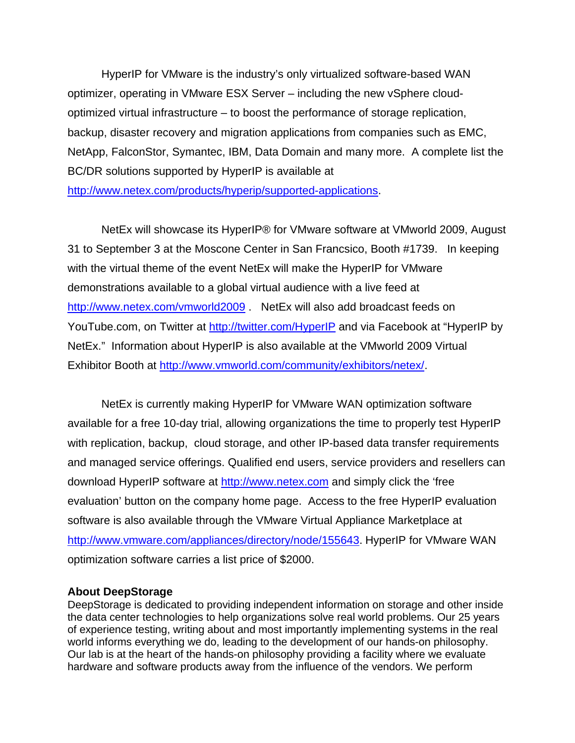HyperIP for VMware is the industry's only virtualized software-based WAN optimizer, operating in VMware ESX Server – including the new vSphere cloud-optimized virtual infrastructure – to boost the performance of storage replication, backup, disaster recovery and migration applications from companies such as EMC, NetApp, FalconStor, Symantec, IBM, Data Domain and many more. A complete list the BC/DR solutions supported by HyperIP is available at http://www.netex.com/products/hyperip/supported-applications.

NetEx will showcase its HyperIP® for VMware software at VMworld 2009, August 31 to September 3 at the Moscone Center in San Francsico, Booth #1739. In keeping with the virtual theme of the event NetEx will make the HyperIP for VMware demonstrations available to a global virtual audience with a live feed at http://www.netex.com/vmworld2009 . NetEx will also add broadcast feeds on YouTube.com, on Twitter at http://twitter.com/HyperIP and via Facebook at "HyperIP by NetEx." Information about HyperIP is also available at the VMworld 2009 Virtual Exhibitor Booth at http://www.vmworld.com/community/exhibitors/netex/.

NetEx is currently making HyperIP for VMware WAN optimization software available for a free 10-day trial, allowing organizations the time to properly test HyperIP with replication, backup, cloud storage, and other IP-based data transfer requirements and managed service offerings. Qualified end users, service providers and resellers can download HyperIP software at http://www.netex.com and simply click the 'free evaluation' button on the company home page. Access to the free HyperIP evaluation software is also available through the VMware Virtual Appliance Marketplace at http://www.vmware.com/appliances/directory/node/155643. HyperIP for VMware WAN optimization software carries a list price of $2000.

**About DeepStorage**

DeepStorage is dedicated to providing independent information on storage and other inside the data center technologies to help organizations solve real world problems. Our 25 years of experience testing, writing about and most importantly implementing systems in the real world informs everything we do, leading to the development of our hands-on philosophy. Our lab is at the heart of the hands-on philosophy providing a facility where we evaluate hardware and software products away from the influence of the vendors. We perform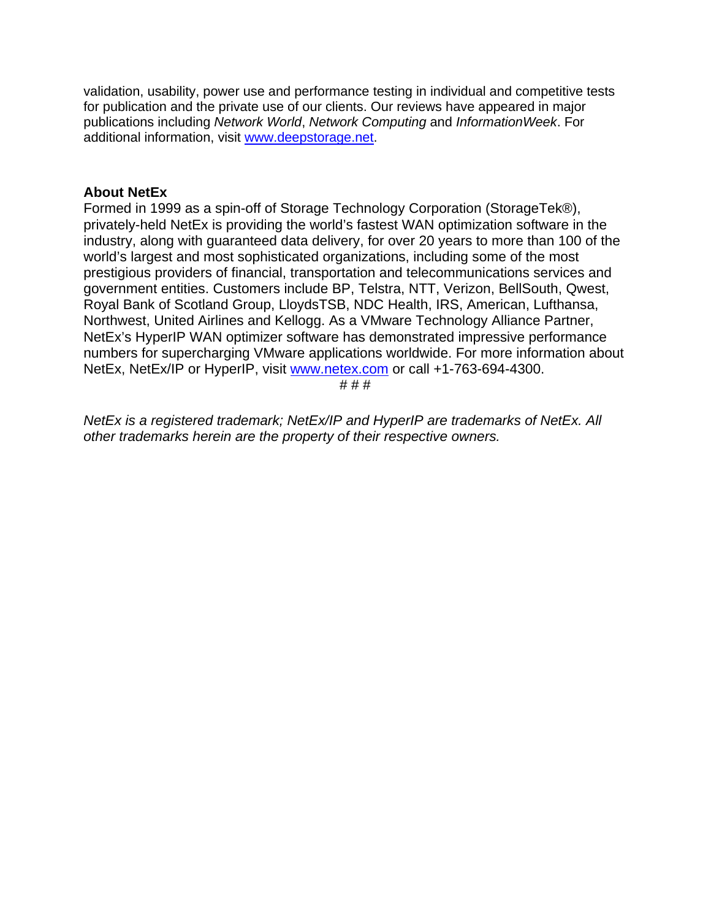validation, usability, power use and performance testing in individual and competitive tests for publication and the private use of our clients. Our reviews have appeared in major publications including *Network World*, *Network Computing* and *InformationWeek*. For additional information, visit www.deepstorage.net.

**About NetEx**

Formed in 1999 as a spin-off of Storage Technology Corporation (StorageTek®), privately-held NetEx is providing the world's fastest WAN optimization software in the industry, along with guaranteed data delivery, for over 20 years to more than 100 of the world's largest and most sophisticated organizations, including some of the most prestigious providers of financial, transportation and telecommunications services and government entities. Customers include BP, Telstra, NTT, Verizon, BellSouth, Qwest, Royal Bank of Scotland Group, LloydsTSB, NDC Health, IRS, American, Lufthansa, Northwest, United Airlines and Kellogg. As a VMware Technology Alliance Partner, NetEx's HyperIP WAN optimizer software has demonstrated impressive performance numbers for supercharging VMware applications worldwide. For more information about NetEx, NetEx/IP or HyperIP, visit www.netex.com or call +1-763-694-4300.

# # #

*NetEx is a registered trademark; NetEx/IP and HyperIP are trademarks of NetEx. All other trademarks herein are the property of their respective owners.*